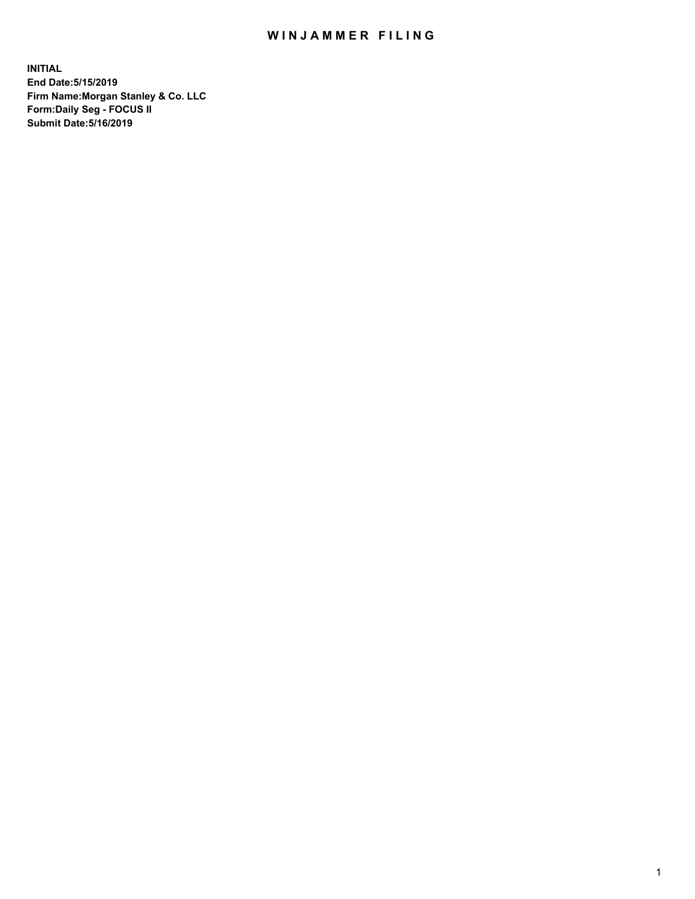# WINJAMMER FILING

**INITIAL**
**End Date:5/15/2019**
**Firm Name:Morgan Stanley & Co. LLC**
**Form:Daily Seg - FOCUS II**
**Submit Date:5/16/2019**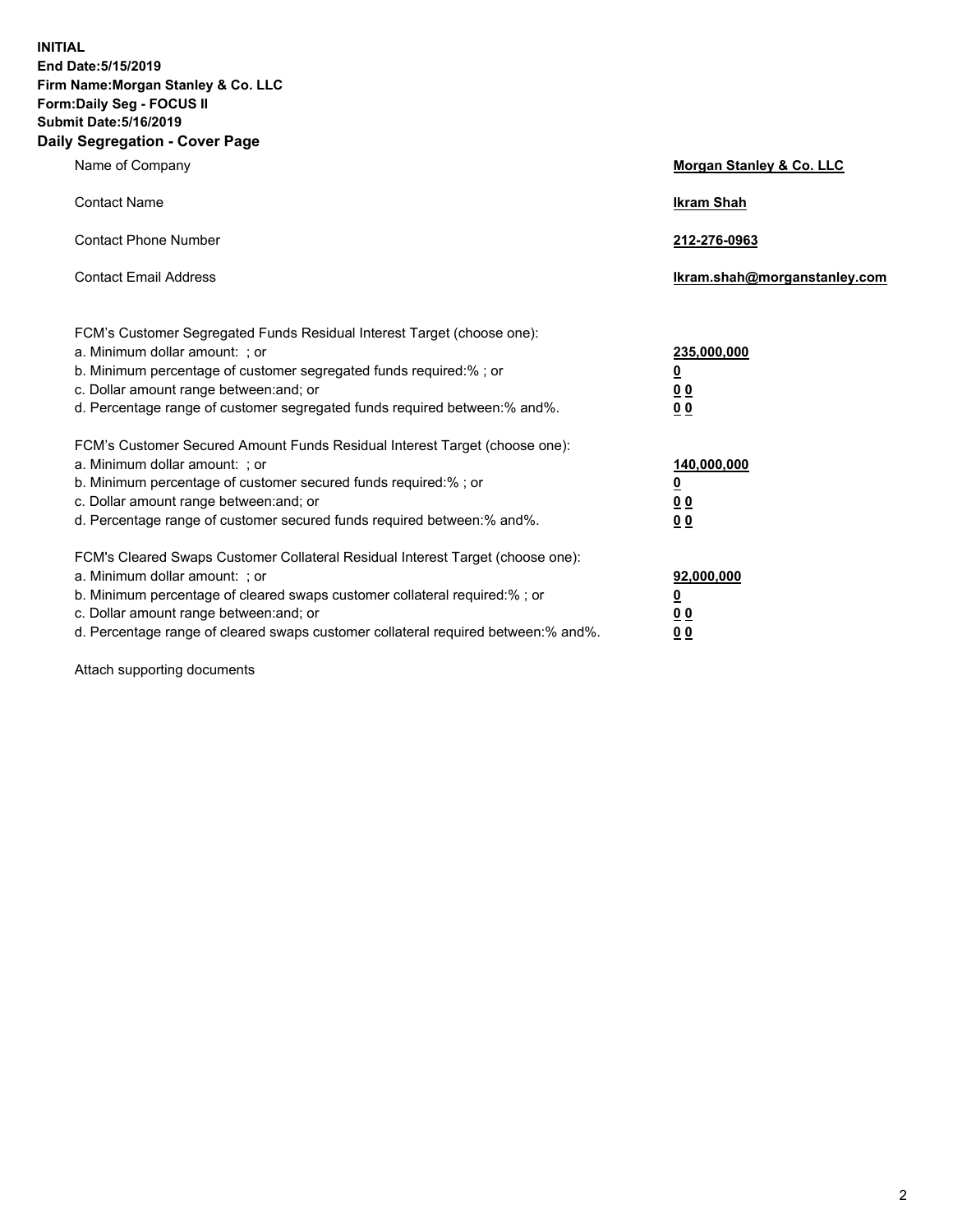**INITIAL**
**End Date:5/15/2019**
**Firm Name:Morgan Stanley & Co. LLC**
**Form:Daily Seg - FOCUS II**
**Submit Date:5/16/2019**
**Daily Segregation - Cover Page**

| | |
|---|---|
| Name of Company | **Morgan Stanley & Co. LLC** |
| Contact Name | **Ikram Shah** |
| Contact Phone Number | **212-276-0963** |
| Contact Email Address | **Ikram.shah@morganstanley.com** |

| | |
|---|---|
| FCM's Customer Segregated Funds Residual Interest Target (choose one): | |
| a. Minimum dollar amount: ; or | **235,000,000** |
| b. Minimum percentage of customer segregated funds required:% ; or | **0** |
| c. Dollar amount range between:and; or | **0 0** |
| d. Percentage range of customer segregated funds required between:% and%. | **0 0** |
| FCM's Customer Secured Amount Funds Residual Interest Target (choose one): | |
| a. Minimum dollar amount: ; or | **140,000,000** |
| b. Minimum percentage of customer secured funds required:% ; or | **0** |
| c. Dollar amount range between:and; or | **0 0** |
| d. Percentage range of customer secured funds required between:% and%. | **0 0** |
| FCM's Cleared Swaps Customer Collateral Residual Interest Target (choose one): | |
| a. Minimum dollar amount: ; or | **92,000,000** |
| b. Minimum percentage of cleared swaps customer collateral required:% ; or | **0** |
| c. Dollar amount range between:and; or | **0 0** |
| d. Percentage range of cleared swaps customer collateral required between:% and%. | **0 0** |

Attach supporting documents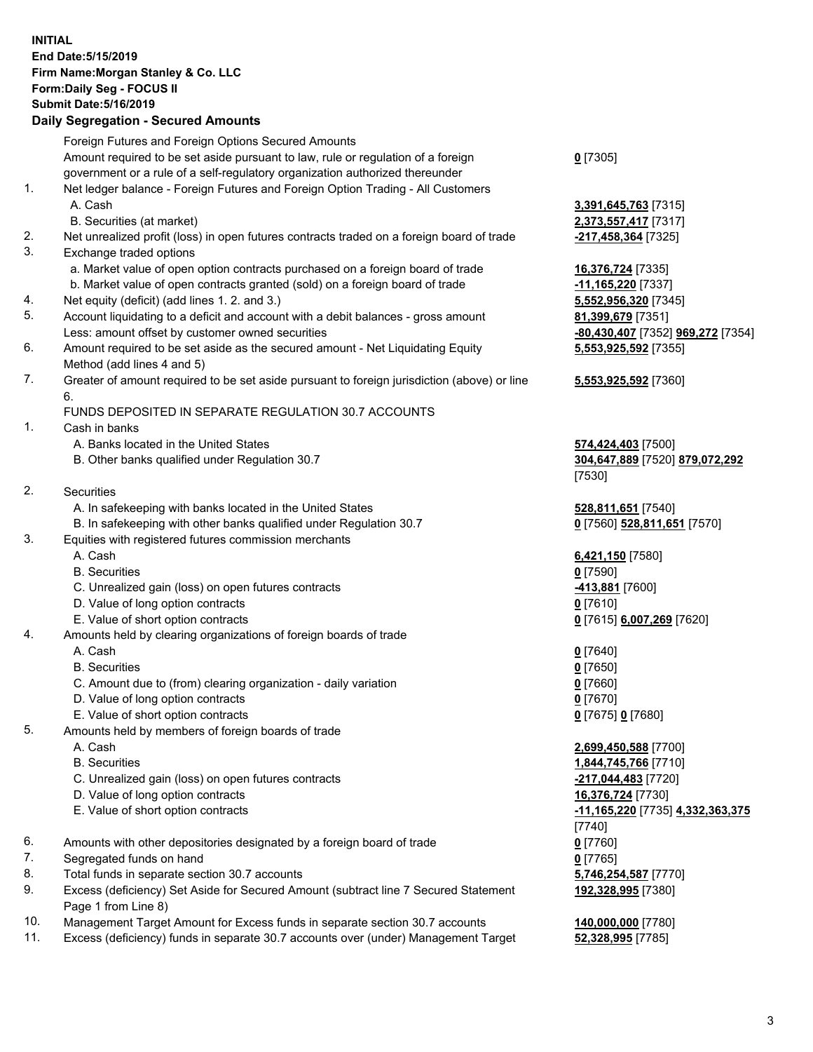**INITIAL**
**End Date:5/15/2019**
**Firm Name:Morgan Stanley & Co. LLC**
**Form:Daily Seg - FOCUS II**
**Submit Date:5/16/2019**

## Daily Segregation - Secured Amounts

| | | |
|---|---|---|
| | Foreign Futures and Foreign Options Secured Amounts | |
| | Amount required to be set aside pursuant to law, rule or regulation of a foreign government or a rule of a self-regulatory organization authorized thereunder | **0** [7305] |
| 1. | Net ledger balance - Foreign Futures and Foreign Option Trading - All Customers | |
| | A. Cash | **3,391,645,763** [7315] |
| | B. Securities (at market) | **2,373,557,417** [7317] |
| 2. | Net unrealized profit (loss) in open futures contracts traded on a foreign board of trade | **-217,458,364** [7325] |
| 3. | Exchange traded options | |
| | a. Market value of open option contracts purchased on a foreign board of trade | **16,376,724** [7335] |
| | b. Market value of open contracts granted (sold) on a foreign board of trade | **-11,165,220** [7337] |
| 4. | Net equity (deficit) (add lines 1. 2. and 3.) | **5,552,956,320** [7345] |
| 5. | Account liquidating to a deficit and account with a debit balances - gross amount | **81,399,679** [7351] |
| | Less: amount offset by customer owned securities | **-80,430,407** [7352] **969,272** [7354] |
| 6. | Amount required to be set aside as the secured amount - Net Liquidating Equity Method (add lines 4 and 5) | **5,553,925,592** [7355] |
| 7. | Greater of amount required to be set aside pursuant to foreign jurisdiction (above) or line 6. | **5,553,925,592** [7360] |
| | FUNDS DEPOSITED IN SEPARATE REGULATION 30.7 ACCOUNTS | |
| 1. | Cash in banks | |
| | A. Banks located in the United States | **574,424,403** [7500] |
| | B. Other banks qualified under Regulation 30.7 | **304,647,889** [7520] **879,072,292** [7530] |
| 2. | Securities | |
| | A. In safekeeping with banks located in the United States | **528,811,651** [7540] |
| | B. In safekeeping with other banks qualified under Regulation 30.7 | **0** [7560] **528,811,651** [7570] |
| 3. | Equities with registered futures commission merchants | |
| | A. Cash | **6,421,150** [7580] |
| | B. Securities | **0** [7590] |
| | C. Unrealized gain (loss) on open futures contracts | **-413,881** [7600] |
| | D. Value of long option contracts | **0** [7610] |
| | E. Value of short option contracts | **0** [7615] **6,007,269** [7620] |
| 4. | Amounts held by clearing organizations of foreign boards of trade | |
| | A. Cash | **0** [7640] |
| | B. Securities | **0** [7650] |
| | C. Amount due to (from) clearing organization - daily variation | **0** [7660] |
| | D. Value of long option contracts | **0** [7670] |
| | E. Value of short option contracts | **0** [7675] **0** [7680] |
| 5. | Amounts held by members of foreign boards of trade | |
| | A. Cash | **2,699,450,588** [7700] |
| | B. Securities | **1,844,745,766** [7710] |
| | C. Unrealized gain (loss) on open futures contracts | **-217,044,483** [7720] |
| | D. Value of long option contracts | **16,376,724** [7730] |
| | E. Value of short option contracts | **-11,165,220** [7735] **4,332,363,375** [7740] |
| 6. | Amounts with other depositories designated by a foreign board of trade | **0** [7760] |
| 7. | Segregated funds on hand | **0** [7765] |
| 8. | Total funds in separate section 30.7 accounts | **5,746,254,587** [7770] |
| 9. | Excess (deficiency) Set Aside for Secured Amount (subtract line 7 Secured Statement Page 1 from Line 8) | **192,328,995** [7380] |
| 10. | Management Target Amount for Excess funds in separate section 30.7 accounts | **140,000,000** [7780] |
| 11. | Excess (deficiency) funds in separate 30.7 accounts over (under) Management Target | **52,328,995** [7785] |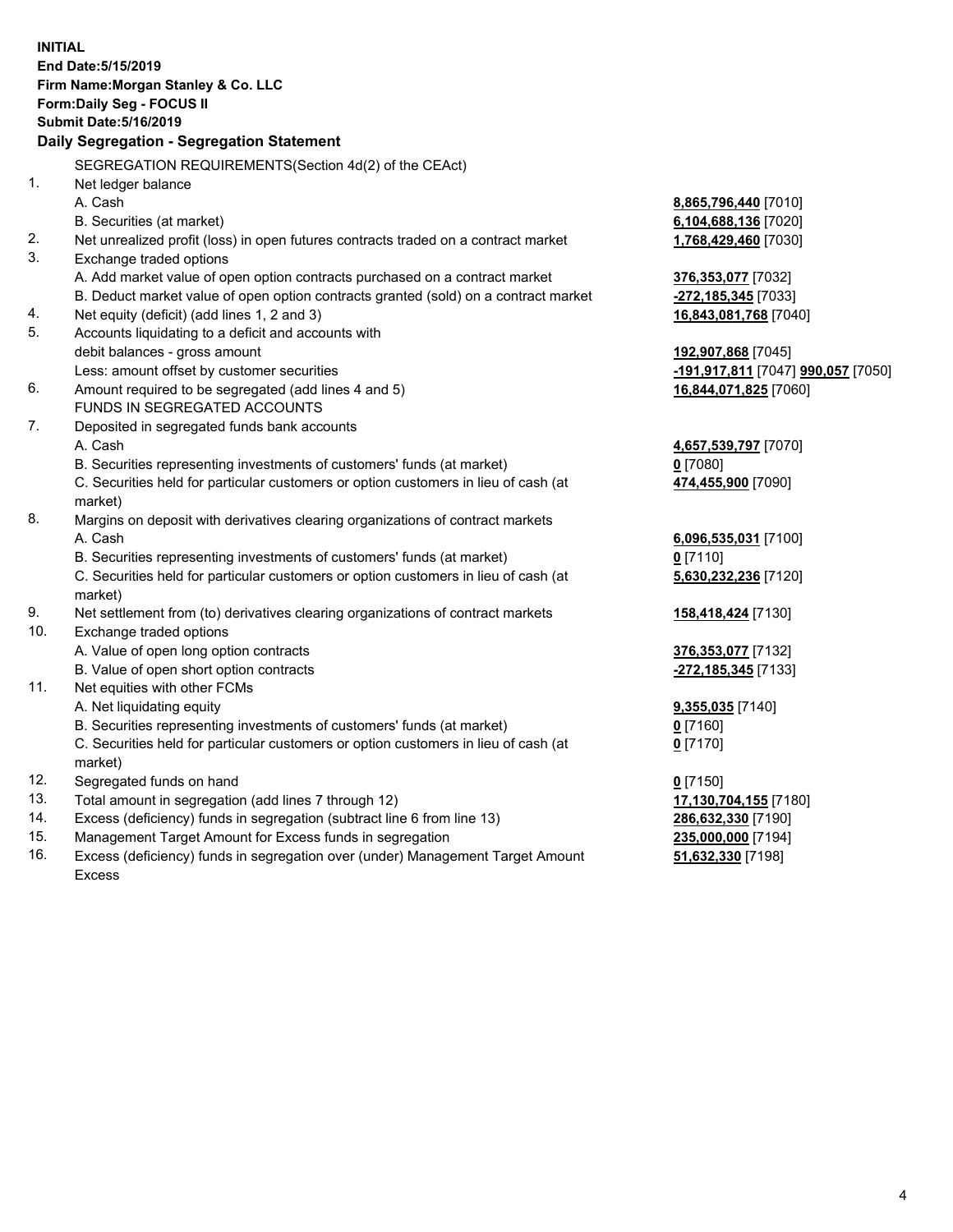**INITIAL**
**End Date:5/15/2019**
**Firm Name:Morgan Stanley & Co. LLC**
**Form:Daily Seg - FOCUS II**
**Submit Date:5/16/2019**

## Daily Segregation - Segregation Statement

SEGREGATION REQUIREMENTS(Section 4d(2) of the CEAct)

| | | |
|---|---|---|
| 1. | Net ledger balance | |
| | A. Cash | **8,865,796,440** [7010] |
| | B. Securities (at market) | **6,104,688,136** [7020] |
| 2. | Net unrealized profit (loss) in open futures contracts traded on a contract market | **1,768,429,460** [7030] |
| 3. | Exchange traded options | |
| | A. Add market value of open option contracts purchased on a contract market | **376,353,077** [7032] |
| | B. Deduct market value of open option contracts granted (sold) on a contract market | **-272,185,345** [7033] |
| 4. | Net equity (deficit) (add lines 1, 2 and 3) | **16,843,081,768** [7040] |
| 5. | Accounts liquidating to a deficit and accounts with | |
| | debit balances - gross amount | **192,907,868** [7045] |
| | Less: amount offset by customer securities | **-191,917,811** [7047] **990,057** [7050] |
| 6. | Amount required to be segregated (add lines 4 and 5) | **16,844,071,825** [7060] |
| | FUNDS IN SEGREGATED ACCOUNTS | |
| 7. | Deposited in segregated funds bank accounts | |
| | A. Cash | **4,657,539,797** [7070] |
| | B. Securities representing investments of customers' funds (at market) | **0** [7080] |
| | C. Securities held for particular customers or option customers in lieu of cash (at market) | **474,455,900** [7090] |
| 8. | Margins on deposit with derivatives clearing organizations of contract markets | |
| | A. Cash | **6,096,535,031** [7100] |
| | B. Securities representing investments of customers' funds (at market) | **0** [7110] |
| | C. Securities held for particular customers or option customers in lieu of cash (at market) | **5,630,232,236** [7120] |
| 9. | Net settlement from (to) derivatives clearing organizations of contract markets | **158,418,424** [7130] |
| 10. | Exchange traded options | |
| | A. Value of open long option contracts | **376,353,077** [7132] |
| | B. Value of open short option contracts | **-272,185,345** [7133] |
| 11. | Net equities with other FCMs | |
| | A. Net liquidating equity | **9,355,035** [7140] |
| | B. Securities representing investments of customers' funds (at market) | **0** [7160] |
| | C. Securities held for particular customers or option customers in lieu of cash (at market) | **0** [7170] |
| 12. | Segregated funds on hand | **0** [7150] |
| 13. | Total amount in segregation (add lines 7 through 12) | **17,130,704,155** [7180] |
| 14. | Excess (deficiency) funds in segregation (subtract line 6 from line 13) | **286,632,330** [7190] |
| 15. | Management Target Amount for Excess funds in segregation | **235,000,000** [7194] |
| 16. | Excess (deficiency) funds in segregation over (under) Management Target Amount Excess | **51,632,330** [7198] |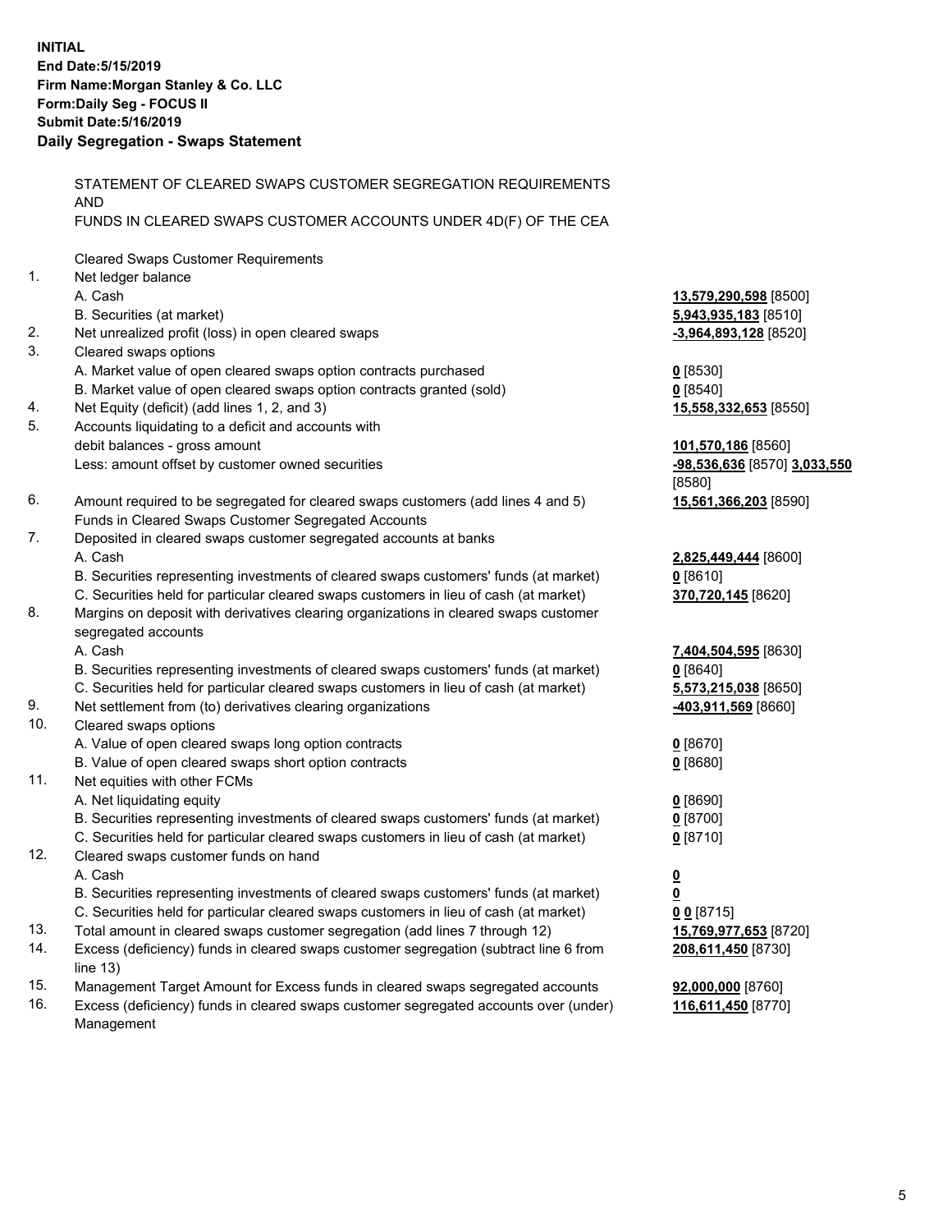**INITIAL**
**End Date:5/15/2019**
**Firm Name:Morgan Stanley & Co. LLC**
**Form:Daily Seg - FOCUS II**
**Submit Date:5/16/2019**
**Daily Segregation - Swaps Statement**

STATEMENT OF CLEARED SWAPS CUSTOMER SEGREGATION REQUIREMENTS AND FUNDS IN CLEARED SWAPS CUSTOMER ACCOUNTS UNDER 4D(F) OF THE CEA

| | | |
|---|---|---|
| | Cleared Swaps Customer Requirements | |
| 1. | Net ledger balance | |
| | A. Cash | **13,579,290,598** [8500] |
| | B. Securities (at market) | **5,943,935,183** [8510] |
| 2. | Net unrealized profit (loss) in open cleared swaps | **-3,964,893,128** [8520] |
| 3. | Cleared swaps options | |
| | A. Market value of open cleared swaps option contracts purchased | **0** [8530] |
| | B. Market value of open cleared swaps option contracts granted (sold) | **0** [8540] |
| 4. | Net Equity (deficit) (add lines 1, 2, and 3) | **15,558,332,653** [8550] |
| 5. | Accounts liquidating to a deficit and accounts with debit balances - gross amount | **101,570,186** [8560] |
| | Less: amount offset by customer owned securities | **-98,536,636** [8570] **3,033,550** [8580] |
| 6. | Amount required to be segregated for cleared swaps customers (add lines 4 and 5) | **15,561,366,203** [8590] |
| | Funds in Cleared Swaps Customer Segregated Accounts | |
| 7. | Deposited in cleared swaps customer segregated accounts at banks | |
| | A. Cash | **2,825,449,444** [8600] |
| | B. Securities representing investments of cleared swaps customers' funds (at market) | **0** [8610] |
| | C. Securities held for particular cleared swaps customers in lieu of cash (at market) | **370,720,145** [8620] |
| 8. | Margins on deposit with derivatives clearing organizations in cleared swaps customer segregated accounts | |
| | A. Cash | **7,404,504,595** [8630] |
| | B. Securities representing investments of cleared swaps customers' funds (at market) | **0** [8640] |
| | C. Securities held for particular cleared swaps customers in lieu of cash (at market) | **5,573,215,038** [8650] |
| 9. | Net settlement from (to) derivatives clearing organizations | **-403,911,569** [8660] |
| 10. | Cleared swaps options | |
| | A. Value of open cleared swaps long option contracts | **0** [8670] |
| | B. Value of open cleared swaps short option contracts | **0** [8680] |
| 11. | Net equities with other FCMs | |
| | A. Net liquidating equity | **0** [8690] |
| | B. Securities representing investments of cleared swaps customers' funds (at market) | **0** [8700] |
| | C. Securities held for particular cleared swaps customers in lieu of cash (at market) | **0** [8710] |
| 12. | Cleared swaps customer funds on hand | |
| | A. Cash | **0** |
| | B. Securities representing investments of cleared swaps customers' funds (at market) | **0** |
| | C. Securities held for particular cleared swaps customers in lieu of cash (at market) | **0** **0** [8715] |
| 13. | Total amount in cleared swaps customer segregation (add lines 7 through 12) | **15,769,977,653** [8720] |
| 14. | Excess (deficiency) funds in cleared swaps customer segregation (subtract line 6 from line 13) | **208,611,450** [8730] |
| 15. | Management Target Amount for Excess funds in cleared swaps segregated accounts | **92,000,000** [8760] |
| 16. | Excess (deficiency) funds in cleared swaps customer segregated accounts over (under) Management | **116,611,450** [8770] |